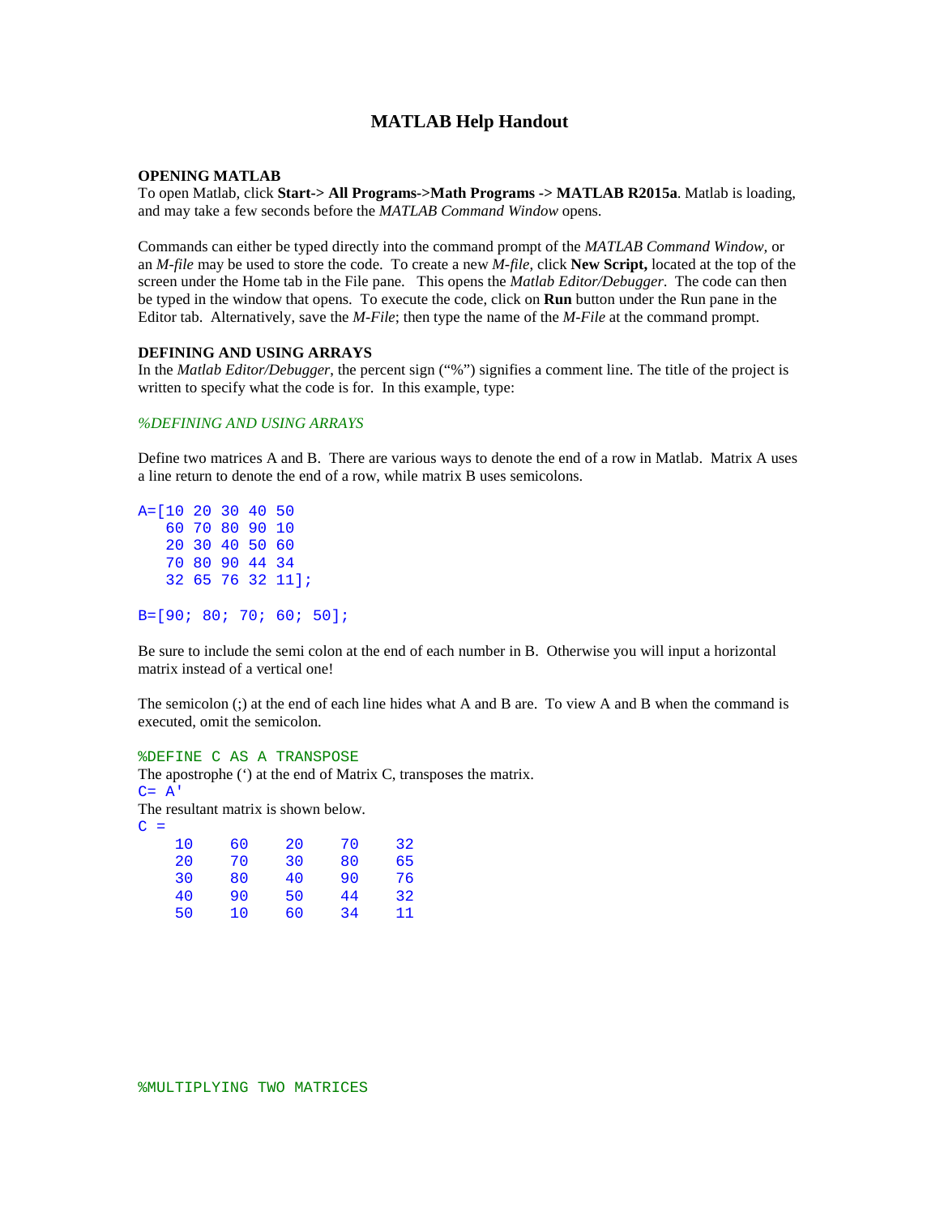# MATLAB Help Handout

### OPENING MATLAB

To open Matlab, click **Start-> All Programs->Math Programs -> MATLAB R2015a**. Matlab is loading, and may take a few seconds before the *MATLAB Command Window* opens.

Commands can either be typed directly into the command prompt of the *MATLAB Command Window,* or an *M-file* may be used to store the code. To create a new *M-file,* click **New Script,** located at the top of the screen under the Home tab in the File pane. This opens the *Matlab Editor/Debugger*. The code can then be typed in the window that opens. To execute the code, click on **Run** button under the Run pane in the Editor tab. Alternatively, save the *M-File*; then type the name of the *M-File* at the command prompt.

### DEFINING AND USING ARRAYS

In the *Matlab Editor/Debugger*, the percent sign ("%") signifies a comment line. The title of the project is written to specify what the code is for. In this example, type:

*%DEFINING AND USING ARRAYS*

Define two matrices A and B. There are various ways to denote the end of a row in Matlab. Matrix A uses a line return to denote the end of a row, while matrix B uses semicolons.

```
A=[10 20 30 40 50
   60 70 80 90 10
   20 30 40 50 60
   70 80 90 44 34
   32 65 76 32 11];

B=[90; 80; 70; 60; 50];
```

Be sure to include the semi colon at the end of each number in B. Otherwise you will input a horizontal matrix instead of a vertical one!

The semicolon (;) at the end of each line hides what A and B are. To view A and B when the command is executed, omit the semicolon.

```
%DEFINE C AS A TRANSPOSE
```

The apostrophe (') at the end of Matrix C, transposes the matrix.

```
C= A'
```

The resultant matrix is shown below.

```
C =
    10    60    20    70    32
    20    70    30    80    65
    30    80    40    90    76
    40    90    50    44    32
    50    10    60    34    11
```

```
%MULTIPLYING TWO MATRICES
```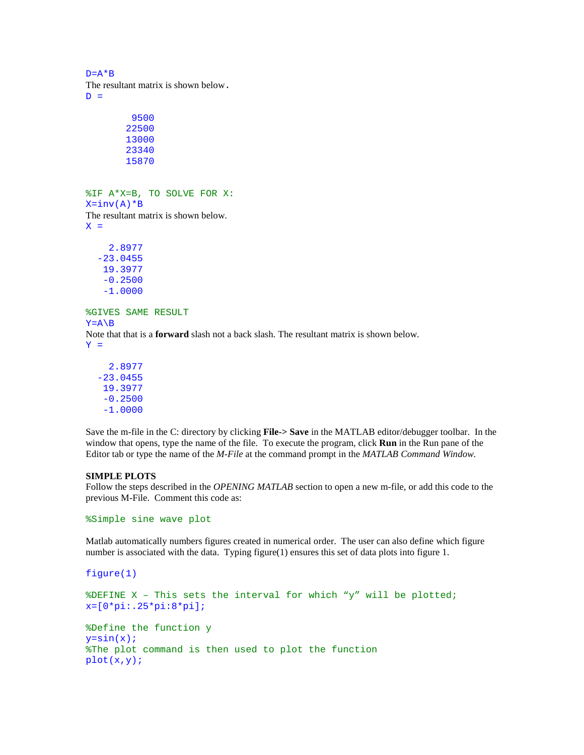```
D=A*B
```

The resultant matrix is shown below.

```
D =

        9500
       22500
       13000
       23340
       15870
```

```
%IF A*X=B, TO SOLVE FOR X:
X=inv(A)*B
```

The resultant matrix is shown below.

```
X =

    2.8977
  -23.0455
   19.3977
   -0.2500
   -1.0000
```

```
%GIVES SAME RESULT
Y=A\B
```

Note that that is a **forward** slash not a back slash. The resultant matrix is shown below.

```
Y =

    2.8977
  -23.0455
   19.3977
   -0.2500
   -1.0000
```

Save the m-file in the C: directory by clicking **File-> Save** in the MATLAB editor/debugger toolbar. In the window that opens, type the name of the file. To execute the program, click **Run** in the Run pane of the Editor tab or type the name of the *M-File* at the command prompt in the *MATLAB Command Window.*

**SIMPLE PLOTS**

Follow the steps described in the *OPENING MATLAB* section to open a new m-file, or add this code to the previous M-File. Comment this code as:

```
%Simple sine wave plot
```

Matlab automatically numbers figures created in numerical order. The user can also define which figure number is associated with the data. Typing figure(1) ensures this set of data plots into figure 1.

```
figure(1)

%DEFINE X – This sets the interval for which “y” will be plotted;
x=[0*pi:.25*pi:8*pi];

%Define the function y
y=sin(x);
%The plot command is then used to plot the function
plot(x,y);
```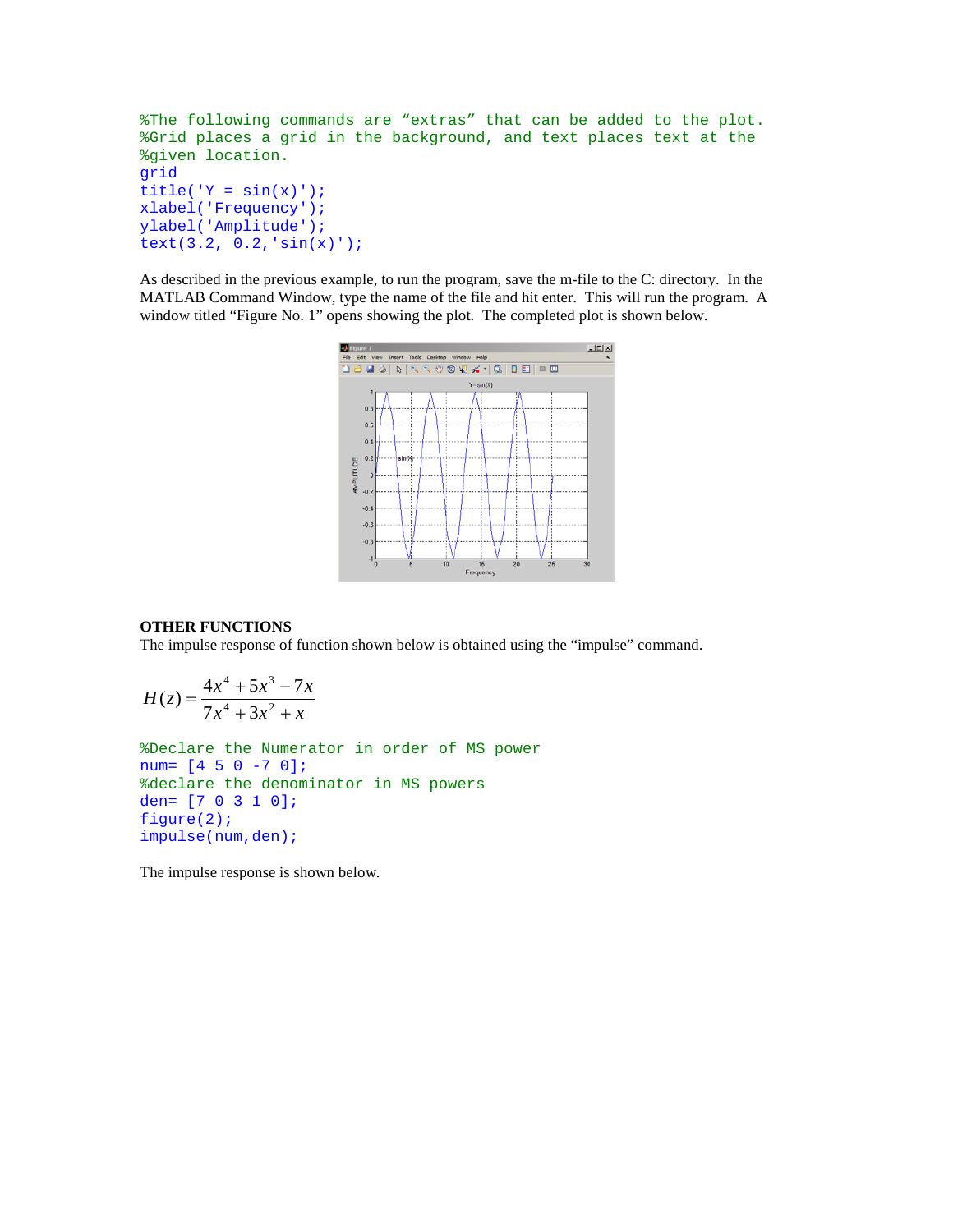```
%The following commands are "extras" that can be added to the plot.
%Grid places a grid in the background, and text places text at the
%given location.
grid
title('Y = sin(x)');
xlabel('Frequency');
ylabel('Amplitude');
text(3.2, 0.2,'sin(x)');
```

As described in the previous example, to run the program, save the m-file to the C: directory. In the MATLAB Command Window, type the name of the file and hit enter. This will run the program. A window titled "Figure No. 1" opens showing the plot. The completed plot is shown below.

**OTHER FUNCTIONS**

The impulse response of function shown below is obtained using the "impulse" command.

$$H(z) = \frac{4x^4 + 5x^3 - 7x}{7x^4 + 3x^2 + x}$$

```
%Declare the Numerator in order of MS power
num= [4 5 0 -7 0];
%declare the denominator in MS powers
den= [7 0 3 1 0];
figure(2);
impulse(num,den);
```

The impulse response is shown below.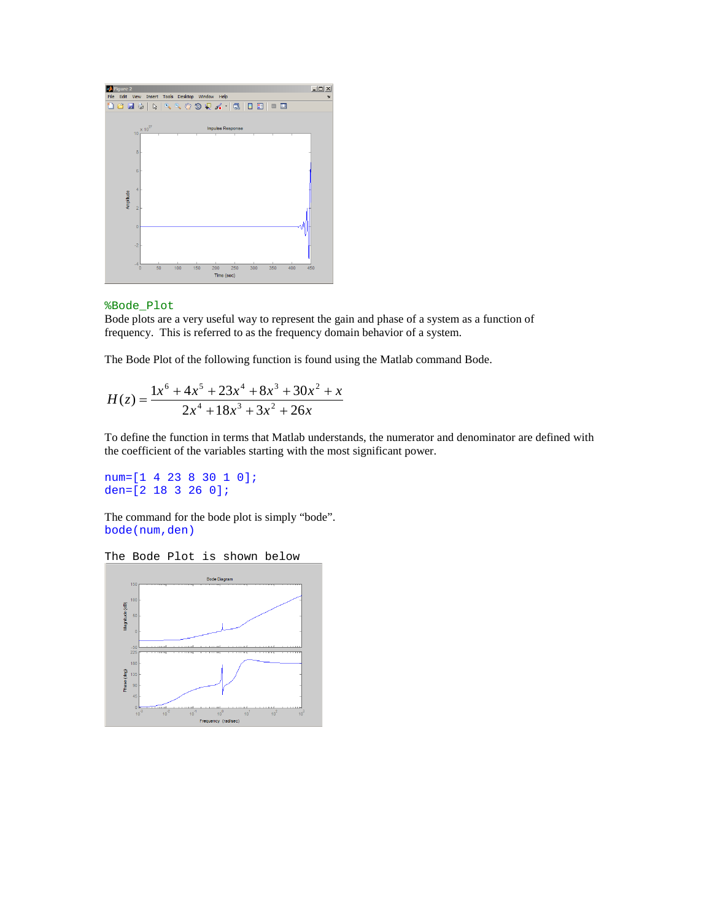Impulse Response

x 10^27

Amplitude

Time (sec)

%Bode_Plot

Bode plots are a very useful way to represent the gain and phase of a system as a function of frequency. This is referred to as the frequency domain behavior of a system.

The Bode Plot of the following function is found using the Matlab command Bode.

$$H(z) = \frac{1x^6 + 4x^5 + 23x^4 + 8x^3 + 30x^2 + x}{2x^4 + 18x^3 + 3x^2 + 26x}$$

To define the function in terms that Matlab understands, the numerator and denominator are defined with the coefficient of the variables starting with the most significant power.

```
num=[1 4 23 8 30 1 0];
den=[2 18 3 26 0];
```

The command for the bode plot is simply “bode”.

```
bode(num,den)
```

The Bode Plot is shown below

Bode Diagram

Magnitude (dB)

Phase (deg)

Frequency (rad/sec)